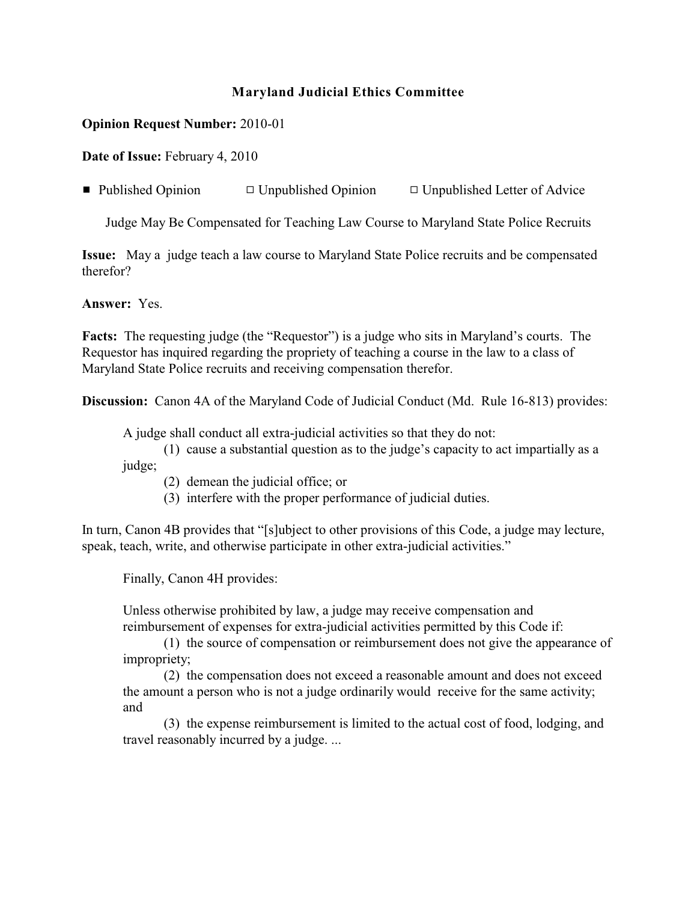# Maryland Judicial Ethics Committee

**Opinion Request Number:** 2010-01

**Date of Issue:** February 4, 2010

■ Published Opinion ☐ Unpublished Opinion ☐ Unpublished Letter of Advice

Judge May Be Compensated for Teaching Law Course to Maryland State Police Recruits

**Issue:** May a judge teach a law course to Maryland State Police recruits and be compensated therefor?

**Answer:** Yes.

**Facts:** The requesting judge (the "Requestor") is a judge who sits in Maryland's courts. The Requestor has inquired regarding the propriety of teaching a course in the law to a class of Maryland State Police recruits and receiving compensation therefor.

**Discussion:** Canon 4A of the Maryland Code of Judicial Conduct (Md. Rule 16-813) provides:

> A judge shall conduct all extra-judicial activities so that they do not:
>
> (1) cause a substantial question as to the judge's capacity to act impartially as a judge;
>
> (2) demean the judicial office; or
>
> (3) interfere with the proper performance of judicial duties.

In turn, Canon 4B provides that "[s]ubject to other provisions of this Code, a judge may lecture, speak, teach, write, and otherwise participate in other extra-judicial activities."

Finally, Canon 4H provides:

> Unless otherwise prohibited by law, a judge may receive compensation and reimbursement of expenses for extra-judicial activities permitted by this Code if:
>
> (1) the source of compensation or reimbursement does not give the appearance of impropriety;
>
> (2) the compensation does not exceed a reasonable amount and does not exceed the amount a person who is not a judge ordinarily would receive for the same activity; and
>
> (3) the expense reimbursement is limited to the actual cost of food, lodging, and travel reasonably incurred by a judge. ...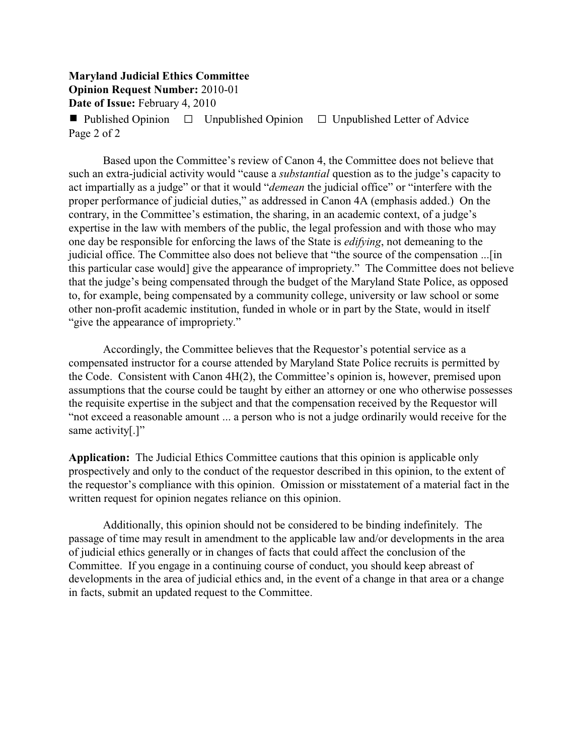Based upon the Committee's review of Canon 4, the Committee does not believe that such an extra-judicial activity would "cause a *substantial* question as to the judge's capacity to act impartially as a judge" or that it would "*demean* the judicial office" or "interfere with the proper performance of judicial duties," as addressed in Canon 4A (emphasis added.) On the contrary, in the Committee's estimation, the sharing, in an academic context, of a judge's expertise in the law with members of the public, the legal profession and with those who may one day be responsible for enforcing the laws of the State is *edifying*, not demeaning to the judicial office. The Committee also does not believe that "the source of the compensation ...[in this particular case would] give the appearance of impropriety." The Committee does not believe that the judge's being compensated through the budget of the Maryland State Police, as opposed to, for example, being compensated by a community college, university or law school or some other non-profit academic institution, funded in whole or in part by the State, would in itself "give the appearance of impropriety."

Accordingly, the Committee believes that the Requestor's potential service as a compensated instructor for a course attended by Maryland State Police recruits is permitted by the Code. Consistent with Canon 4H(2), the Committee's opinion is, however, premised upon assumptions that the course could be taught by either an attorney or one who otherwise possesses the requisite expertise in the subject and that the compensation received by the Requestor will "not exceed a reasonable amount ... a person who is not a judge ordinarily would receive for the same activity[.]"

**Application:** The Judicial Ethics Committee cautions that this opinion is applicable only prospectively and only to the conduct of the requestor described in this opinion, to the extent of the requestor's compliance with this opinion. Omission or misstatement of a material fact in the written request for opinion negates reliance on this opinion.

Additionally, this opinion should not be considered to be binding indefinitely. The passage of time may result in amendment to the applicable law and/or developments in the area of judicial ethics generally or in changes of facts that could affect the conclusion of the Committee. If you engage in a continuing course of conduct, you should keep abreast of developments in the area of judicial ethics and, in the event of a change in that area or a change in facts, submit an updated request to the Committee.